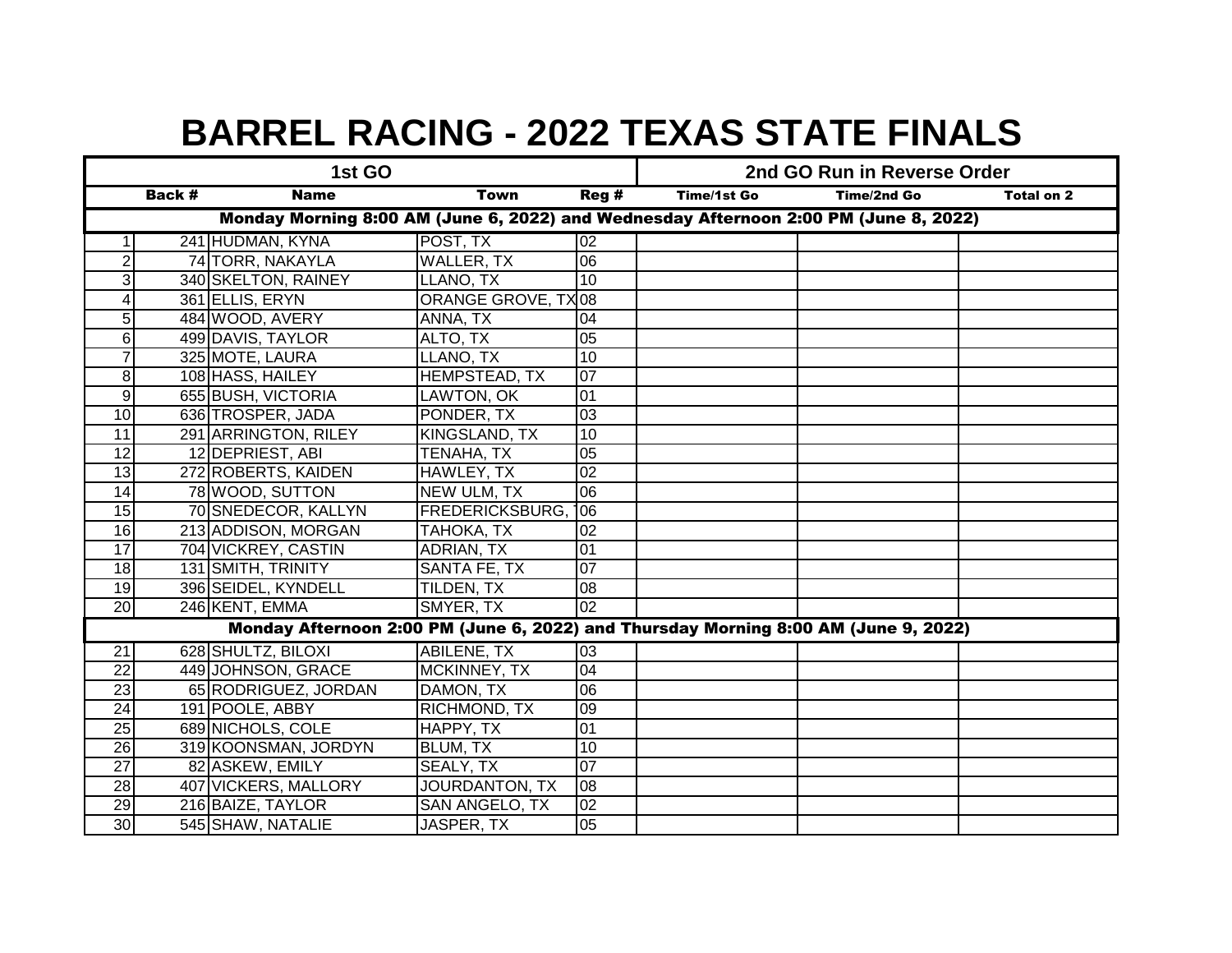# BARREL RACING - 2022 TEXAS STATE FINALS

| 1st GO | | | | | 2nd GO Run in Reverse Order | | |
|---|---|---|---|---|---|---|---|
| | Back # | Name | Town | Reg # | Time/1st Go | Time/2nd Go | Total on 2 |
| **Monday Morning 8:00 AM (June 6, 2022) and Wednesday Afternoon 2:00 PM (June 8, 2022)** | | | | | | | |
| 1 | 241 | HUDMAN, KYNA | POST, TX | 02 | | | |
| 2 | 74 | TORR, NAKAYLA | WALLER, TX | 06 | | | |
| 3 | 340 | SKELTON, RAINEY | LLANO, TX | 10 | | | |
| 4 | 361 | ELLIS, ERYN | ORANGE GROVE, TX | 08 | | | |
| 5 | 484 | WOOD, AVERY | ANNA, TX | 04 | | | |
| 6 | 499 | DAVIS, TAYLOR | ALTO, TX | 05 | | | |
| 7 | 325 | MOTE, LAURA | LLANO, TX | 10 | | | |
| 8 | 108 | HASS, HAILEY | HEMPSTEAD, TX | 07 | | | |
| 9 | 655 | BUSH, VICTORIA | LAWTON, OK | 01 | | | |
| 10 | 636 | TROSPER, JADA | PONDER, TX | 03 | | | |
| 11 | 291 | ARRINGTON, RILEY | KINGSLAND, TX | 10 | | | |
| 12 | 12 | DEPRIEST, ABI | TENAHA, TX | 05 | | | |
| 13 | 272 | ROBERTS, KAIDEN | HAWLEY, TX | 02 | | | |
| 14 | 78 | WOOD, SUTTON | NEW ULM, TX | 06 | | | |
| 15 | 70 | SNEDECOR, KALLYN | FREDERICKSBURG, T | 06 | | | |
| 16 | 213 | ADDISON, MORGAN | TAHOKA, TX | 02 | | | |
| 17 | 704 | VICKREY, CASTIN | ADRIAN, TX | 01 | | | |
| 18 | 131 | SMITH, TRINITY | SANTA FE, TX | 07 | | | |
| 19 | 396 | SEIDEL, KYNDELL | TILDEN, TX | 08 | | | |
| 20 | 246 | KENT, EMMA | SMYER, TX | 02 | | | |
| **Monday Afternoon 2:00 PM (June 6, 2022) and Thursday Morning 8:00 AM (June 9, 2022)** | | | | | | | |
| 21 | 628 | SHULTZ, BILOXI | ABILENE, TX | 03 | | | |
| 22 | 449 | JOHNSON, GRACE | MCKINNEY, TX | 04 | | | |
| 23 | 65 | RODRIGUEZ, JORDAN | DAMON, TX | 06 | | | |
| 24 | 191 | POOLE, ABBY | RICHMOND, TX | 09 | | | |
| 25 | 689 | NICHOLS, COLE | HAPPY, TX | 01 | | | |
| 26 | 319 | KOONSMAN, JORDYN | BLUM, TX | 10 | | | |
| 27 | 82 | ASKEW, EMILY | SEALY, TX | 07 | | | |
| 28 | 407 | VICKERS, MALLORY | JOURDANTON, TX | 08 | | | |
| 29 | 216 | BAIZE, TAYLOR | SAN ANGELO, TX | 02 | | | |
| 30 | 545 | SHAW, NATALIE | JASPER, TX | 05 | | | |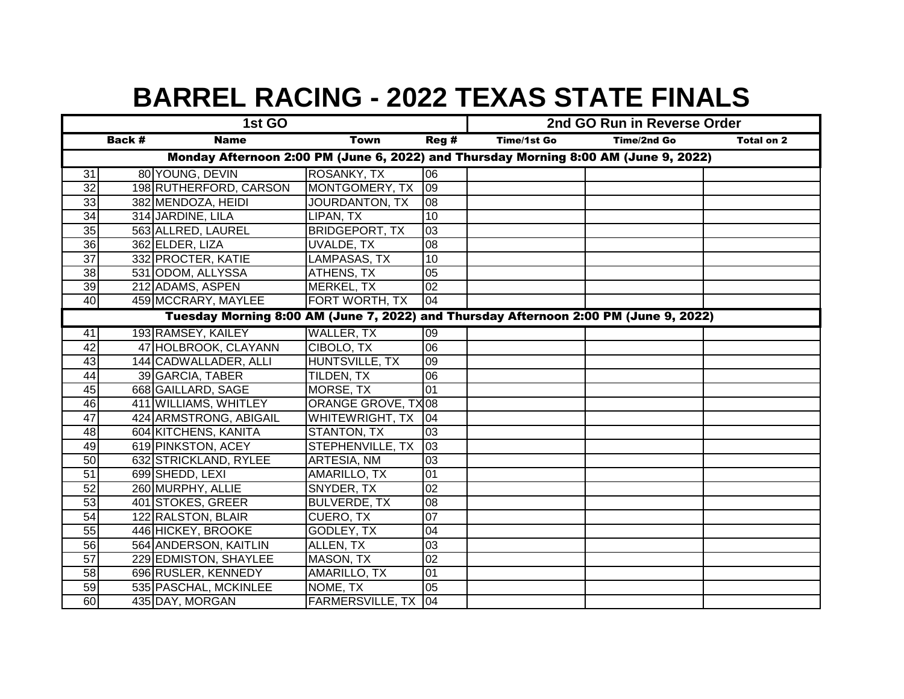# BARREL RACING - 2022 TEXAS STATE FINALS

| 1st GO | | | | | 2nd GO Run in Reverse Order | | |
|---|---|---|---|---|---|---|---|
| | Back # | Name | Town | Reg # | Time/1st Go | Time/2nd Go | Total on 2 |
| **Monday Afternoon 2:00 PM (June 6, 2022) and Thursday Morning 8:00 AM (June 9, 2022)** | | | | | | | |
| 31 | 80 | YOUNG, DEVIN | ROSANKY, TX | 06 | | | |
| 32 | 198 | RUTHERFORD, CARSON | MONTGOMERY, TX | 09 | | | |
| 33 | 382 | MENDOZA, HEIDI | JOURDANTON, TX | 08 | | | |
| 34 | 314 | JARDINE, LILA | LIPAN, TX | 10 | | | |
| 35 | 563 | ALLRED, LAUREL | BRIDGEPORT, TX | 03 | | | |
| 36 | 362 | ELDER, LIZA | UVALDE, TX | 08 | | | |
| 37 | 332 | PROCTER, KATIE | LAMPASAS, TX | 10 | | | |
| 38 | 531 | ODOM, ALLYSSA | ATHENS, TX | 05 | | | |
| 39 | 212 | ADAMS, ASPEN | MERKEL, TX | 02 | | | |
| 40 | 459 | MCCRARY, MAYLEE | FORT WORTH, TX | 04 | | | |
| **Tuesday Morning 8:00 AM (June 7, 2022) and Thursday Afternoon 2:00 PM (June 9, 2022)** | | | | | | | |
| 41 | 193 | RAMSEY, KAILEY | WALLER, TX | 09 | | | |
| 42 | 47 | HOLBROOK, CLAYANN | CIBOLO, TX | 06 | | | |
| 43 | 144 | CADWALLADER, ALLI | HUNTSVILLE, TX | 09 | | | |
| 44 | 39 | GARCIA, TABER | TILDEN, TX | 06 | | | |
| 45 | 668 | GAILLARD, SAGE | MORSE, TX | 01 | | | |
| 46 | 411 | WILLIAMS, WHITLEY | ORANGE GROVE, TX | 08 | | | |
| 47 | 424 | ARMSTRONG, ABIGAIL | WHITEWRIGHT, TX | 04 | | | |
| 48 | 604 | KITCHENS, KANITA | STANTON, TX | 03 | | | |
| 49 | 619 | PINKSTON, ACEY | STEPHENVILLE, TX | 03 | | | |
| 50 | 632 | STRICKLAND, RYLEE | ARTESIA, NM | 03 | | | |
| 51 | 699 | SHEDD, LEXI | AMARILLO, TX | 01 | | | |
| 52 | 260 | MURPHY, ALLIE | SNYDER, TX | 02 | | | |
| 53 | 401 | STOKES, GREER | BULVERDE, TX | 08 | | | |
| 54 | 122 | RALSTON, BLAIR | CUERO, TX | 07 | | | |
| 55 | 446 | HICKEY, BROOKE | GODLEY, TX | 04 | | | |
| 56 | 564 | ANDERSON, KAITLIN | ALLEN, TX | 03 | | | |
| 57 | 229 | EDMISTON, SHAYLEE | MASON, TX | 02 | | | |
| 58 | 696 | RUSLER, KENNEDY | AMARILLO, TX | 01 | | | |
| 59 | 535 | PASCHAL, MCKINLEE | NOME, TX | 05 | | | |
| 60 | 435 | DAY, MORGAN | FARMERSVILLE, TX | 04 | | | |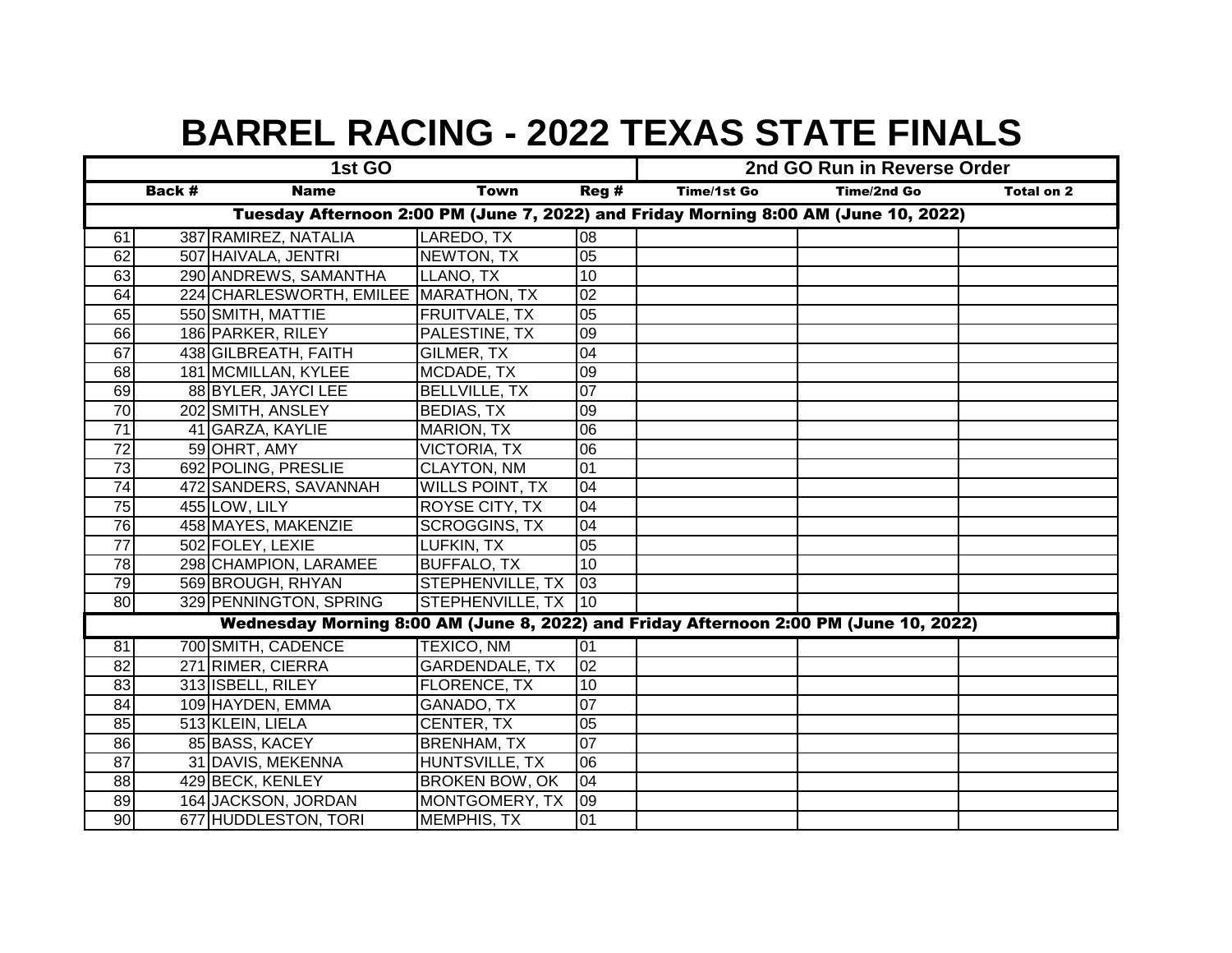# BARREL RACING - 2022 TEXAS STATE FINALS

| 1st GO | | | | | 2nd GO Run in Reverse Order | | |
|---|---|---|---|---|---|---|---|
| | **Back #** | **Name** | **Town** | **Reg #** | **Time/1st Go** | **Time/2nd Go** | **Total on 2** |
| **Tuesday Afternoon 2:00 PM (June 7, 2022) and Friday Morning 8:00 AM (June 10, 2022)** | | | | | | | |
| 61 | 387 | RAMIREZ, NATALIA | LAREDO, TX | 08 | | | |
| 62 | 507 | HAIVALA, JENTRI | NEWTON, TX | 05 | | | |
| 63 | 290 | ANDREWS, SAMANTHA | LLANO, TX | 10 | | | |
| 64 | 224 | CHARLESWORTH, EMILEE | MARATHON, TX | 02 | | | |
| 65 | 550 | SMITH, MATTIE | FRUITVALE, TX | 05 | | | |
| 66 | 186 | PARKER, RILEY | PALESTINE, TX | 09 | | | |
| 67 | 438 | GILBREATH, FAITH | GILMER, TX | 04 | | | |
| 68 | 181 | MCMILLAN, KYLEE | MCDADE, TX | 09 | | | |
| 69 | 88 | BYLER, JAYCI LEE | BELLVILLE, TX | 07 | | | |
| 70 | 202 | SMITH, ANSLEY | BEDIAS, TX | 09 | | | |
| 71 | 41 | GARZA, KAYLIE | MARION, TX | 06 | | | |
| 72 | 59 | OHRT, AMY | VICTORIA, TX | 06 | | | |
| 73 | 692 | POLING, PRESLIE | CLAYTON, NM | 01 | | | |
| 74 | 472 | SANDERS, SAVANNAH | WILLS POINT, TX | 04 | | | |
| 75 | 455 | LOW, LILY | ROYSE CITY, TX | 04 | | | |
| 76 | 458 | MAYES, MAKENZIE | SCROGGINS, TX | 04 | | | |
| 77 | 502 | FOLEY, LEXIE | LUFKIN, TX | 05 | | | |
| 78 | 298 | CHAMPION, LARAMEE | BUFFALO, TX | 10 | | | |
| 79 | 569 | BROUGH, RHYAN | STEPHENVILLE, TX | 03 | | | |
| 80 | 329 | PENNINGTON, SPRING | STEPHENVILLE, TX | 10 | | | |
| **Wednesday Morning 8:00 AM (June 8, 2022) and Friday Afternoon 2:00 PM (June 10, 2022)** | | | | | | | |
| 81 | 700 | SMITH, CADENCE | TEXICO, NM | 01 | | | |
| 82 | 271 | RIMER, CIERRA | GARDENDALE, TX | 02 | | | |
| 83 | 313 | ISBELL, RILEY | FLORENCE, TX | 10 | | | |
| 84 | 109 | HAYDEN, EMMA | GANADO, TX | 07 | | | |
| 85 | 513 | KLEIN, LIELA | CENTER, TX | 05 | | | |
| 86 | 85 | BASS, KACEY | BRENHAM, TX | 07 | | | |
| 87 | 31 | DAVIS, MEKENNA | HUNTSVILLE, TX | 06 | | | |
| 88 | 429 | BECK, KENLEY | BROKEN BOW, OK | 04 | | | |
| 89 | 164 | JACKSON, JORDAN | MONTGOMERY, TX | 09 | | | |
| 90 | 677 | HUDDLESTON, TORI | MEMPHIS, TX | 01 | | | |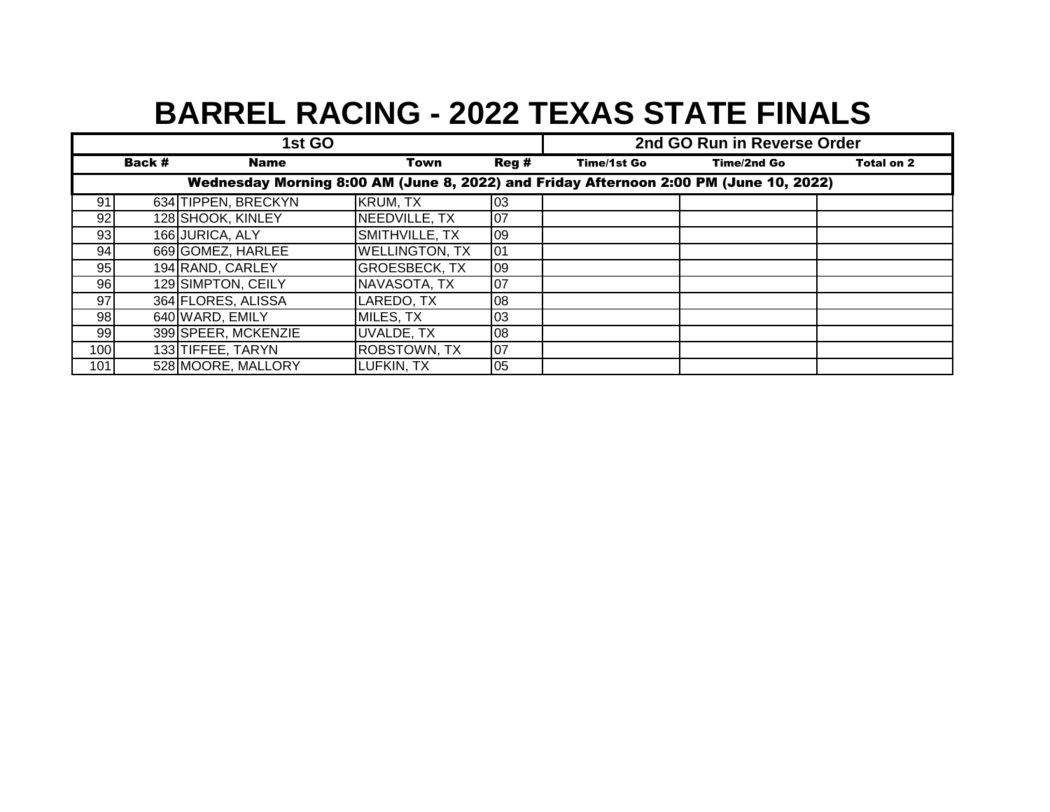# BARREL RACING - 2022 TEXAS STATE FINALS

| 1st GO | | | | | 2nd GO Run in Reverse Order | | |
|---|---|---|---|---|---|---|---|
| | Back # | Name | Town | Reg # | Time/1st Go | Time/2nd Go | Total on 2 |
| Wednesday Morning 8:00 AM (June 8, 2022) and Friday Afternoon 2:00 PM (June 10, 2022) | | | | | | | |
| 91 | 634 | TIPPEN, BRECKYN | KRUM, TX | 03 | | | |
| 92 | 128 | SHOOK, KINLEY | NEEDVILLE, TX | 07 | | | |
| 93 | 166 | JURICA, ALY | SMITHVILLE, TX | 09 | | | |
| 94 | 669 | GOMEZ, HARLEE | WELLINGTON, TX | 01 | | | |
| 95 | 194 | RAND, CARLEY | GROESBECK, TX | 09 | | | |
| 96 | 129 | SIMPTON, CEILY | NAVASOTA, TX | 07 | | | |
| 97 | 364 | FLORES, ALISSA | LAREDO, TX | 08 | | | |
| 98 | 640 | WARD, EMILY | MILES, TX | 03 | | | |
| 99 | 399 | SPEER, MCKENZIE | UVALDE, TX | 08 | | | |
| 100 | 133 | TIFFEE, TARYN | ROBSTOWN, TX | 07 | | | |
| 101 | 528 | MOORE, MALLORY | LUFKIN, TX | 05 | | | |